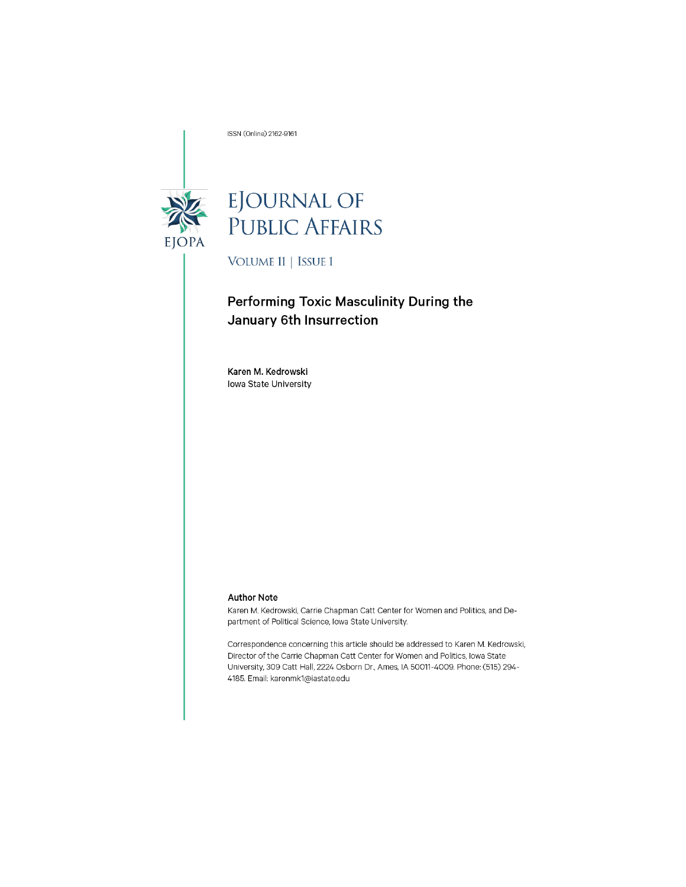ISSN (Online) 2162-9161

# eJournal of Public Affairs

Volume 11 | Issue 1

## Performing Toxic Masculinity During the January 6th Insurrection

**Karen M. Kedrowski**
Iowa State University

### Author Note

Karen M. Kedrowski, Carrie Chapman Catt Center for Women and Politics, and Department of Political Science, Iowa State University.

Correspondence concerning this article should be addressed to Karen M. Kedrowski, Director of the Carrie Chapman Catt Center for Women and Politics, Iowa State University, 309 Catt Hall, 2224 Osborn Dr., Ames, IA 50011-4009. Phone: (515) 294-4185. Email: karenmk1@iastate.edu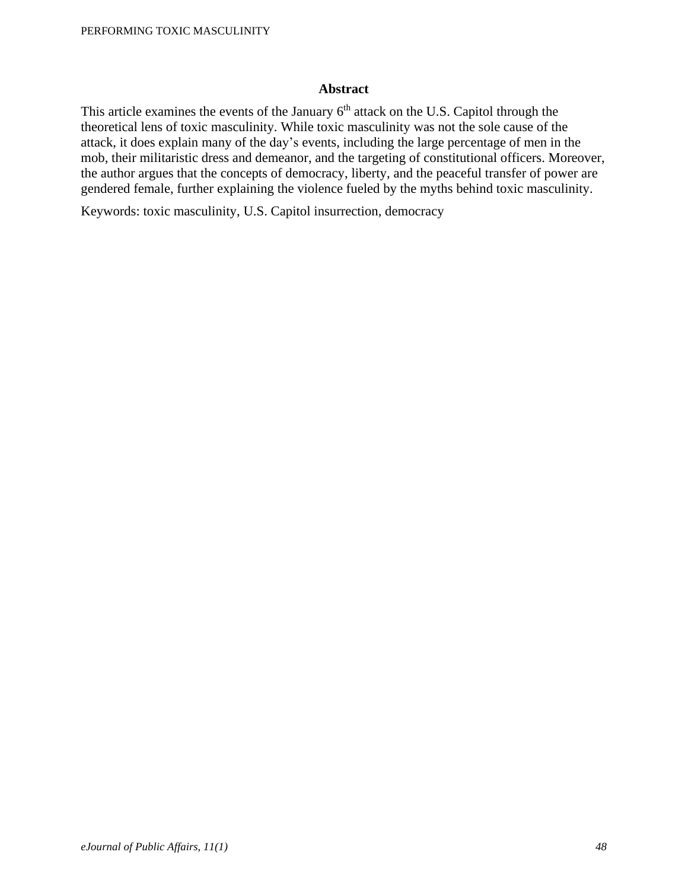## Abstract

This article examines the events of the January 6th attack on the U.S. Capitol through the theoretical lens of toxic masculinity. While toxic masculinity was not the sole cause of the attack, it does explain many of the day's events, including the large percentage of men in the mob, their militaristic dress and demeanor, and the targeting of constitutional officers. Moreover, the author argues that the concepts of democracy, liberty, and the peaceful transfer of power are gendered female, further explaining the violence fueled by the myths behind toxic masculinity.

Keywords: toxic masculinity, U.S. Capitol insurrection, democracy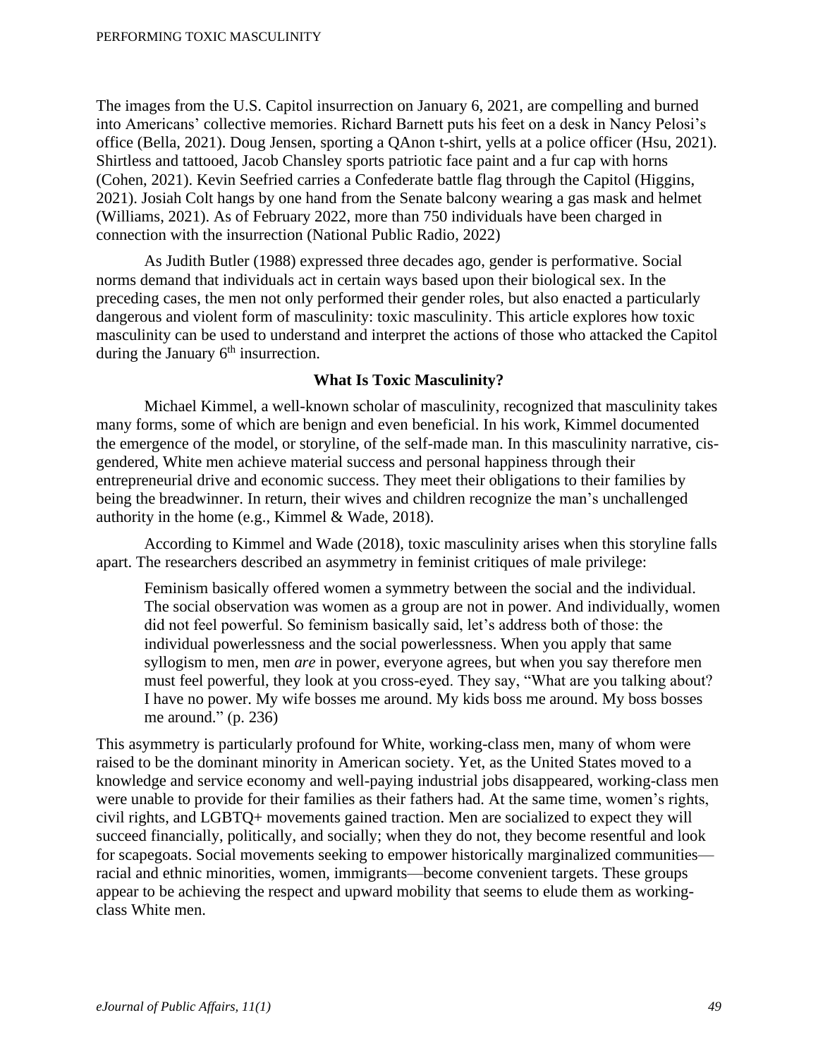The images from the U.S. Capitol insurrection on January 6, 2021, are compelling and burned into Americans' collective memories. Richard Barnett puts his feet on a desk in Nancy Pelosi's office (Bella, 2021). Doug Jensen, sporting a QAnon t-shirt, yells at a police officer (Hsu, 2021). Shirtless and tattooed, Jacob Chansley sports patriotic face paint and a fur cap with horns (Cohen, 2021). Kevin Seefried carries a Confederate battle flag through the Capitol (Higgins, 2021). Josiah Colt hangs by one hand from the Senate balcony wearing a gas mask and helmet (Williams, 2021). As of February 2022, more than 750 individuals have been charged in connection with the insurrection (National Public Radio, 2022)

As Judith Butler (1988) expressed three decades ago, gender is performative. Social norms demand that individuals act in certain ways based upon their biological sex. In the preceding cases, the men not only performed their gender roles, but also enacted a particularly dangerous and violent form of masculinity: toxic masculinity. This article explores how toxic masculinity can be used to understand and interpret the actions of those who attacked the Capitol during the January 6th insurrection.

## What Is Toxic Masculinity?

Michael Kimmel, a well-known scholar of masculinity, recognized that masculinity takes many forms, some of which are benign and even beneficial. In his work, Kimmel documented the emergence of the model, or storyline, of the self-made man. In this masculinity narrative, cis-gendered, White men achieve material success and personal happiness through their entrepreneurial drive and economic success. They meet their obligations to their families by being the breadwinner. In return, their wives and children recognize the man's unchallenged authority in the home (e.g., Kimmel & Wade, 2018).

According to Kimmel and Wade (2018), toxic masculinity arises when this storyline falls apart. The researchers described an asymmetry in feminist critiques of male privilege:

> Feminism basically offered women a symmetry between the social and the individual. The social observation was women as a group are not in power. And individually, women did not feel powerful. So feminism basically said, let's address both of those: the individual powerlessness and the social powerlessness. When you apply that same syllogism to men, men *are* in power, everyone agrees, but when you say therefore men must feel powerful, they look at you cross-eyed. They say, "What are you talking about? I have no power. My wife bosses me around. My kids boss me around. My boss bosses me around." (p. 236)

This asymmetry is particularly profound for White, working-class men, many of whom were raised to be the dominant minority in American society. Yet, as the United States moved to a knowledge and service economy and well-paying industrial jobs disappeared, working-class men were unable to provide for their families as their fathers had. At the same time, women's rights, civil rights, and LGBTQ+ movements gained traction. Men are socialized to expect they will succeed financially, politically, and socially; when they do not, they become resentful and look for scapegoats. Social movements seeking to empower historically marginalized communities—racial and ethnic minorities, women, immigrants—become convenient targets. These groups appear to be achieving the respect and upward mobility that seems to elude them as working-class White men.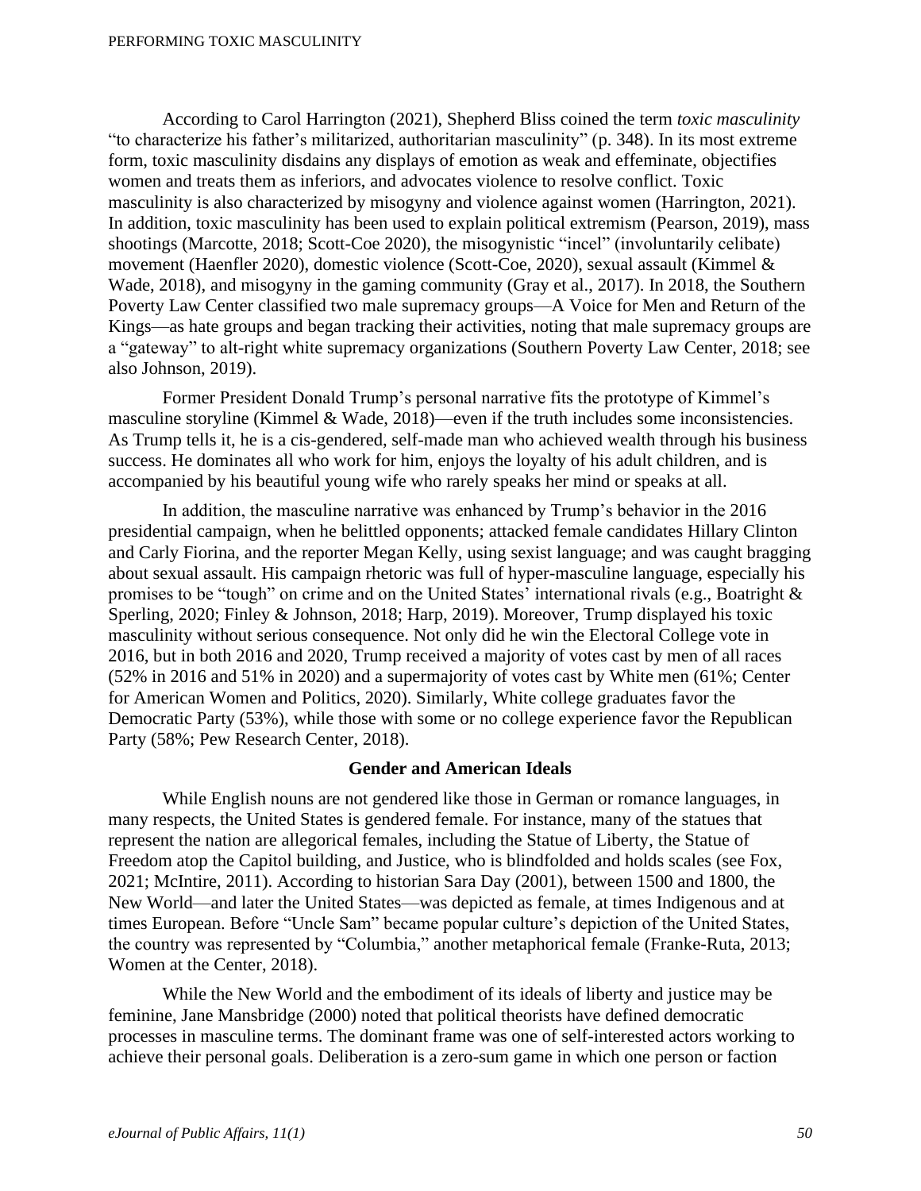According to Carol Harrington (2021), Shepherd Bliss coined the term *toxic masculinity* "to characterize his father's militarized, authoritarian masculinity" (p. 348). In its most extreme form, toxic masculinity disdains any displays of emotion as weak and effeminate, objectifies women and treats them as inferiors, and advocates violence to resolve conflict. Toxic masculinity is also characterized by misogyny and violence against women (Harrington, 2021). In addition, toxic masculinity has been used to explain political extremism (Pearson, 2019), mass shootings (Marcotte, 2018; Scott-Coe 2020), the misogynistic "incel" (involuntarily celibate) movement (Haenfler 2020), domestic violence (Scott-Coe, 2020), sexual assault (Kimmel & Wade, 2018), and misogyny in the gaming community (Gray et al., 2017). In 2018, the Southern Poverty Law Center classified two male supremacy groups—A Voice for Men and Return of the Kings—as hate groups and began tracking their activities, noting that male supremacy groups are a "gateway" to alt-right white supremacy organizations (Southern Poverty Law Center, 2018; see also Johnson, 2019).

Former President Donald Trump's personal narrative fits the prototype of Kimmel's masculine storyline (Kimmel & Wade, 2018)—even if the truth includes some inconsistencies. As Trump tells it, he is a cis-gendered, self-made man who achieved wealth through his business success. He dominates all who work for him, enjoys the loyalty of his adult children, and is accompanied by his beautiful young wife who rarely speaks her mind or speaks at all.

In addition, the masculine narrative was enhanced by Trump's behavior in the 2016 presidential campaign, when he belittled opponents; attacked female candidates Hillary Clinton and Carly Fiorina, and the reporter Megan Kelly, using sexist language; and was caught bragging about sexual assault. His campaign rhetoric was full of hyper-masculine language, especially his promises to be "tough" on crime and on the United States' international rivals (e.g., Boatright & Sperling, 2020; Finley & Johnson, 2018; Harp, 2019). Moreover, Trump displayed his toxic masculinity without serious consequence. Not only did he win the Electoral College vote in 2016, but in both 2016 and 2020, Trump received a majority of votes cast by men of all races (52% in 2016 and 51% in 2020) and a supermajority of votes cast by White men (61%; Center for American Women and Politics, 2020). Similarly, White college graduates favor the Democratic Party (53%), while those with some or no college experience favor the Republican Party (58%; Pew Research Center, 2018).

## Gender and American Ideals

While English nouns are not gendered like those in German or romance languages, in many respects, the United States is gendered female. For instance, many of the statues that represent the nation are allegorical females, including the Statue of Liberty, the Statue of Freedom atop the Capitol building, and Justice, who is blindfolded and holds scales (see Fox, 2021; McIntire, 2011). According to historian Sara Day (2001), between 1500 and 1800, the New World—and later the United States—was depicted as female, at times Indigenous and at times European. Before "Uncle Sam" became popular culture's depiction of the United States, the country was represented by "Columbia," another metaphorical female (Franke-Ruta, 2013; Women at the Center, 2018).

While the New World and the embodiment of its ideals of liberty and justice may be feminine, Jane Mansbridge (2000) noted that political theorists have defined democratic processes in masculine terms. The dominant frame was one of self-interested actors working to achieve their personal goals. Deliberation is a zero-sum game in which one person or faction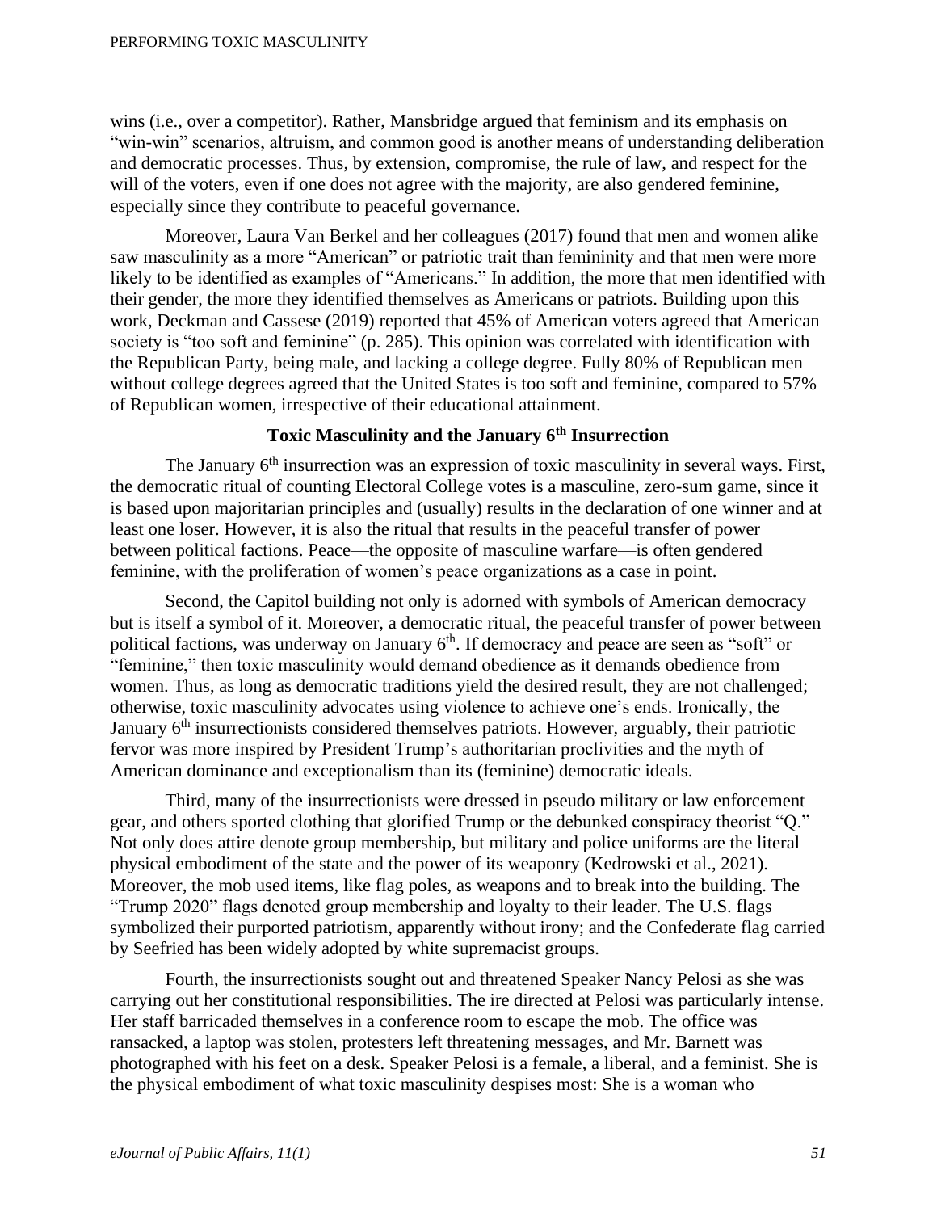wins (i.e., over a competitor). Rather, Mansbridge argued that feminism and its emphasis on "win-win" scenarios, altruism, and common good is another means of understanding deliberation and democratic processes. Thus, by extension, compromise, the rule of law, and respect for the will of the voters, even if one does not agree with the majority, are also gendered feminine, especially since they contribute to peaceful governance.

Moreover, Laura Van Berkel and her colleagues (2017) found that men and women alike saw masculinity as a more "American" or patriotic trait than femininity and that men were more likely to be identified as examples of "Americans." In addition, the more that men identified with their gender, the more they identified themselves as Americans or patriots. Building upon this work, Deckman and Cassese (2019) reported that 45% of American voters agreed that American society is "too soft and feminine" (p. 285). This opinion was correlated with identification with the Republican Party, being male, and lacking a college degree. Fully 80% of Republican men without college degrees agreed that the United States is too soft and feminine, compared to 57% of Republican women, irrespective of their educational attainment.

## Toxic Masculinity and the January 6th Insurrection

The January 6th insurrection was an expression of toxic masculinity in several ways. First, the democratic ritual of counting Electoral College votes is a masculine, zero-sum game, since it is based upon majoritarian principles and (usually) results in the declaration of one winner and at least one loser. However, it is also the ritual that results in the peaceful transfer of power between political factions. Peace—the opposite of masculine warfare—is often gendered feminine, with the proliferation of women's peace organizations as a case in point.

Second, the Capitol building not only is adorned with symbols of American democracy but is itself a symbol of it. Moreover, a democratic ritual, the peaceful transfer of power between political factions, was underway on January 6th. If democracy and peace are seen as "soft" or "feminine," then toxic masculinity would demand obedience as it demands obedience from women. Thus, as long as democratic traditions yield the desired result, they are not challenged; otherwise, toxic masculinity advocates using violence to achieve one's ends. Ironically, the January 6th insurrectionists considered themselves patriots. However, arguably, their patriotic fervor was more inspired by President Trump's authoritarian proclivities and the myth of American dominance and exceptionalism than its (feminine) democratic ideals.

Third, many of the insurrectionists were dressed in pseudo military or law enforcement gear, and others sported clothing that glorified Trump or the debunked conspiracy theorist "Q." Not only does attire denote group membership, but military and police uniforms are the literal physical embodiment of the state and the power of its weaponry (Kedrowski et al., 2021). Moreover, the mob used items, like flag poles, as weapons and to break into the building. The "Trump 2020" flags denoted group membership and loyalty to their leader. The U.S. flags symbolized their purported patriotism, apparently without irony; and the Confederate flag carried by Seefried has been widely adopted by white supremacist groups.

Fourth, the insurrectionists sought out and threatened Speaker Nancy Pelosi as she was carrying out her constitutional responsibilities. The ire directed at Pelosi was particularly intense. Her staff barricaded themselves in a conference room to escape the mob. The office was ransacked, a laptop was stolen, protesters left threatening messages, and Mr. Barnett was photographed with his feet on a desk. Speaker Pelosi is a female, a liberal, and a feminist. She is the physical embodiment of what toxic masculinity despises most: She is a woman who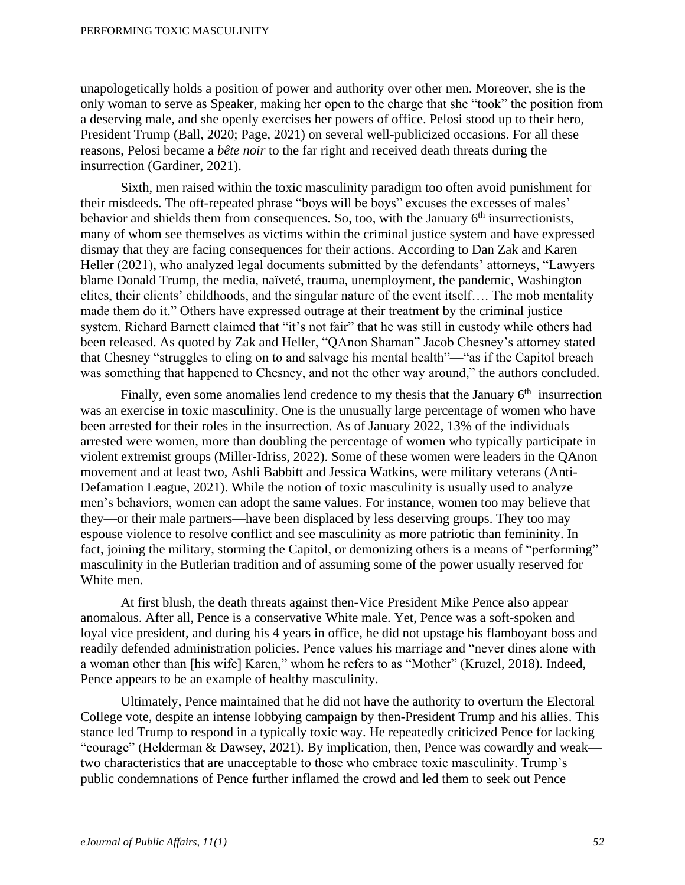unapologetically holds a position of power and authority over other men. Moreover, she is the only woman to serve as Speaker, making her open to the charge that she "took" the position from a deserving male, and she openly exercises her powers of office. Pelosi stood up to their hero, President Trump (Ball, 2020; Page, 2021) on several well-publicized occasions. For all these reasons, Pelosi became a *bête noir* to the far right and received death threats during the insurrection (Gardiner, 2021).

Sixth, men raised within the toxic masculinity paradigm too often avoid punishment for their misdeeds. The oft-repeated phrase "boys will be boys" excuses the excesses of males' behavior and shields them from consequences. So, too, with the January 6th insurrectionists, many of whom see themselves as victims within the criminal justice system and have expressed dismay that they are facing consequences for their actions. According to Dan Zak and Karen Heller (2021), who analyzed legal documents submitted by the defendants' attorneys, "Lawyers blame Donald Trump, the media, naïveté, trauma, unemployment, the pandemic, Washington elites, their clients' childhoods, and the singular nature of the event itself…. The mob mentality made them do it." Others have expressed outrage at their treatment by the criminal justice system. Richard Barnett claimed that "it's not fair" that he was still in custody while others had been released. As quoted by Zak and Heller, "QAnon Shaman" Jacob Chesney's attorney stated that Chesney "struggles to cling on to and salvage his mental health"—"as if the Capitol breach was something that happened to Chesney, and not the other way around," the authors concluded.

Finally, even some anomalies lend credence to my thesis that the January 6th insurrection was an exercise in toxic masculinity. One is the unusually large percentage of women who have been arrested for their roles in the insurrection. As of January 2022, 13% of the individuals arrested were women, more than doubling the percentage of women who typically participate in violent extremist groups (Miller-Idriss, 2022). Some of these women were leaders in the QAnon movement and at least two, Ashli Babbitt and Jessica Watkins, were military veterans (Anti-Defamation League, 2021). While the notion of toxic masculinity is usually used to analyze men's behaviors, women can adopt the same values. For instance, women too may believe that they—or their male partners—have been displaced by less deserving groups. They too may espouse violence to resolve conflict and see masculinity as more patriotic than femininity. In fact, joining the military, storming the Capitol, or demonizing others is a means of "performing" masculinity in the Butlerian tradition and of assuming some of the power usually reserved for White men.

At first blush, the death threats against then-Vice President Mike Pence also appear anomalous. After all, Pence is a conservative White male. Yet, Pence was a soft-spoken and loyal vice president, and during his 4 years in office, he did not upstage his flamboyant boss and readily defended administration policies. Pence values his marriage and "never dines alone with a woman other than [his wife] Karen," whom he refers to as "Mother" (Kruzel, 2018). Indeed, Pence appears to be an example of healthy masculinity.

Ultimately, Pence maintained that he did not have the authority to overturn the Electoral College vote, despite an intense lobbying campaign by then-President Trump and his allies. This stance led Trump to respond in a typically toxic way. He repeatedly criticized Pence for lacking "courage" (Helderman & Dawsey, 2021). By implication, then, Pence was cowardly and weak—two characteristics that are unacceptable to those who embrace toxic masculinity. Trump's public condemnations of Pence further inflamed the crowd and led them to seek out Pence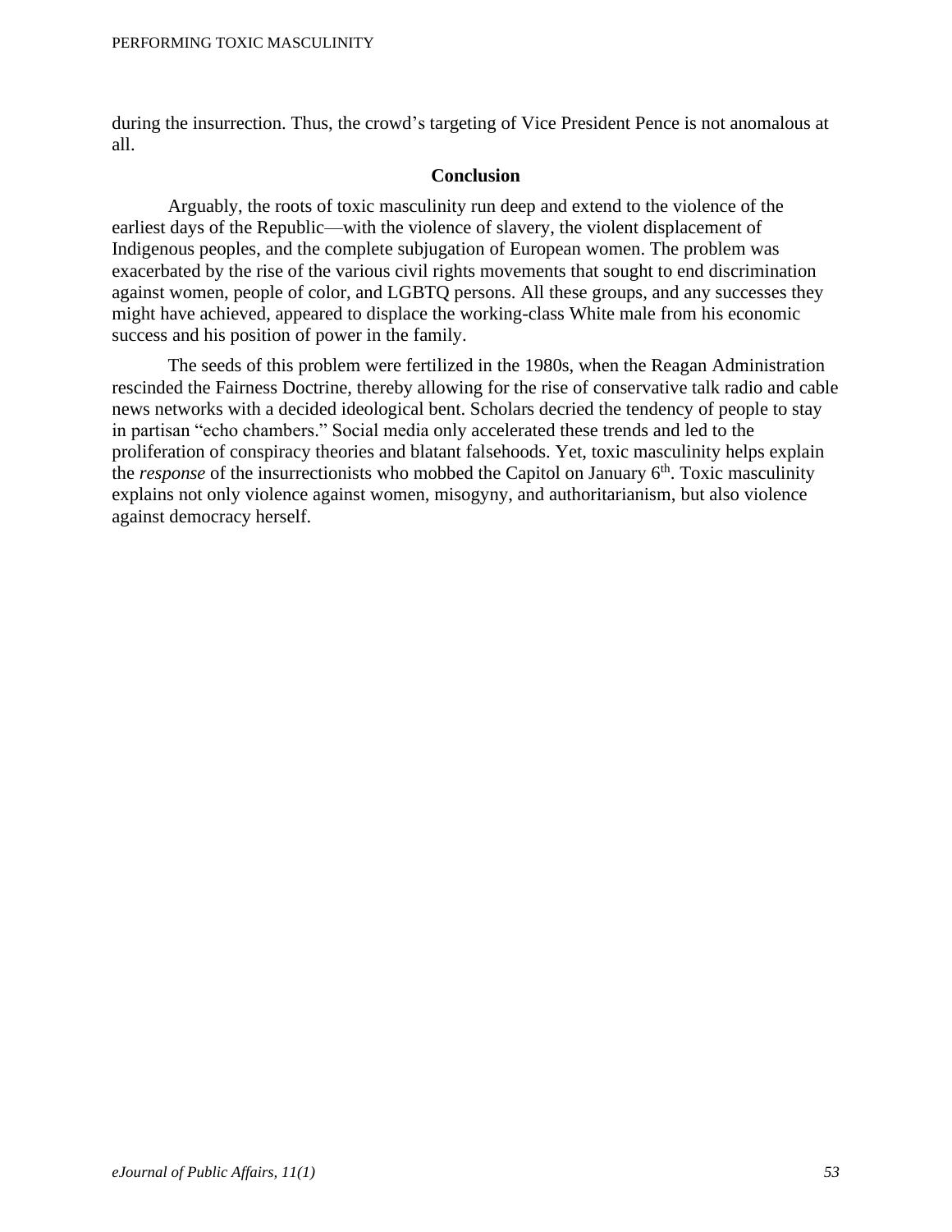during the insurrection. Thus, the crowd's targeting of Vice President Pence is not anomalous at all.

## Conclusion

Arguably, the roots of toxic masculinity run deep and extend to the violence of the earliest days of the Republic—with the violence of slavery, the violent displacement of Indigenous peoples, and the complete subjugation of European women. The problem was exacerbated by the rise of the various civil rights movements that sought to end discrimination against women, people of color, and LGBTQ persons. All these groups, and any successes they might have achieved, appeared to displace the working-class White male from his economic success and his position of power in the family.

The seeds of this problem were fertilized in the 1980s, when the Reagan Administration rescinded the Fairness Doctrine, thereby allowing for the rise of conservative talk radio and cable news networks with a decided ideological bent. Scholars decried the tendency of people to stay in partisan "echo chambers." Social media only accelerated these trends and led to the proliferation of conspiracy theories and blatant falsehoods. Yet, toxic masculinity helps explain the *response* of the insurrectionists who mobbed the Capitol on January 6th. Toxic masculinity explains not only violence against women, misogyny, and authoritarianism, but also violence against democracy herself.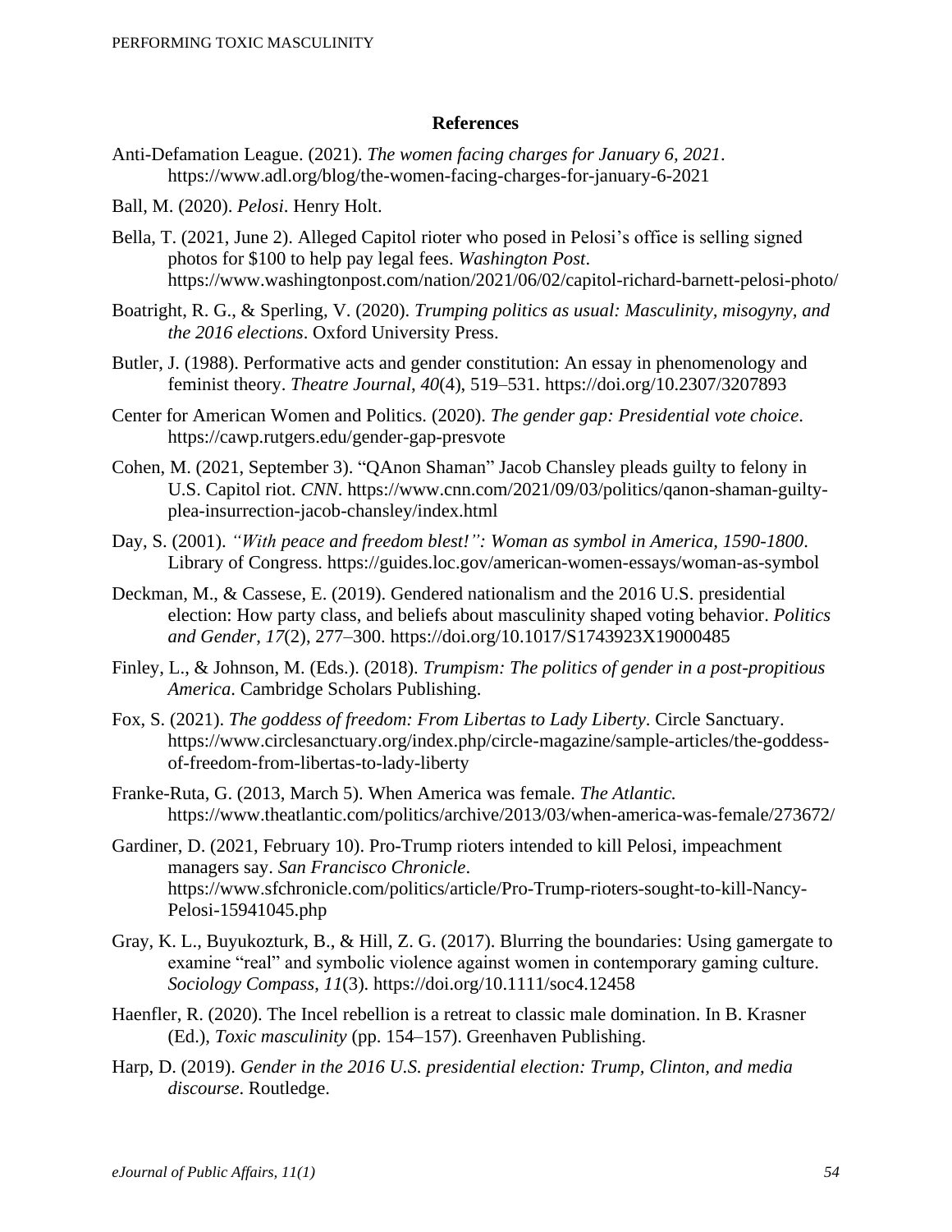## References

Anti-Defamation League. (2021). *The women facing charges for January 6, 2021*. https://www.adl.org/blog/the-women-facing-charges-for-january-6-2021

Ball, M. (2020). *Pelosi*. Henry Holt.

Bella, T. (2021, June 2). Alleged Capitol rioter who posed in Pelosi's office is selling signed photos for $100 to help pay legal fees. *Washington Post*. https://www.washingtonpost.com/nation/2021/06/02/capitol-richard-barnett-pelosi-photo/

Boatright, R. G., & Sperling, V. (2020). *Trumping politics as usual: Masculinity, misogyny, and the 2016 elections*. Oxford University Press.

Butler, J. (1988). Performative acts and gender constitution: An essay in phenomenology and feminist theory. *Theatre Journal*, *40*(4), 519–531. https://doi.org/10.2307/3207893

Center for American Women and Politics. (2020). *The gender gap: Presidential vote choice*. https://cawp.rutgers.edu/gender-gap-presvote

Cohen, M. (2021, September 3). "QAnon Shaman" Jacob Chansley pleads guilty to felony in U.S. Capitol riot. *CNN*. https://www.cnn.com/2021/09/03/politics/qanon-shaman-guilty-plea-insurrection-jacob-chansley/index.html

Day, S. (2001). *"With peace and freedom blest!": Woman as symbol in America, 1590-1800*. Library of Congress. https://guides.loc.gov/american-women-essays/woman-as-symbol

Deckman, M., & Cassese, E. (2019). Gendered nationalism and the 2016 U.S. presidential election: How party class, and beliefs about masculinity shaped voting behavior. *Politics and Gender*, *17*(2), 277–300. https://doi.org/10.1017/S1743923X19000485

Finley, L., & Johnson, M. (Eds.). (2018). *Trumpism: The politics of gender in a post-propitious America*. Cambridge Scholars Publishing.

Fox, S. (2021). *The goddess of freedom: From Libertas to Lady Liberty*. Circle Sanctuary. https://www.circlesanctuary.org/index.php/circle-magazine/sample-articles/the-goddess-of-freedom-from-libertas-to-lady-liberty

Franke-Ruta, G. (2013, March 5). When America was female. *The Atlantic.* https://www.theatlantic.com/politics/archive/2013/03/when-america-was-female/273672/

Gardiner, D. (2021, February 10). Pro-Trump rioters intended to kill Pelosi, impeachment managers say. *San Francisco Chronicle*. https://www.sfchronicle.com/politics/article/Pro-Trump-rioters-sought-to-kill-Nancy-Pelosi-15941045.php

Gray, K. L., Buyukozturk, B., & Hill, Z. G. (2017). Blurring the boundaries: Using gamergate to examine "real" and symbolic violence against women in contemporary gaming culture. *Sociology Compass*, *11*(3). https://doi.org/10.1111/soc4.12458

Haenfler, R. (2020). The Incel rebellion is a retreat to classic male domination. In B. Krasner (Ed.), *Toxic masculinity* (pp. 154–157). Greenhaven Publishing.

Harp, D. (2019). *Gender in the 2016 U.S. presidential election: Trump, Clinton, and media discourse*. Routledge.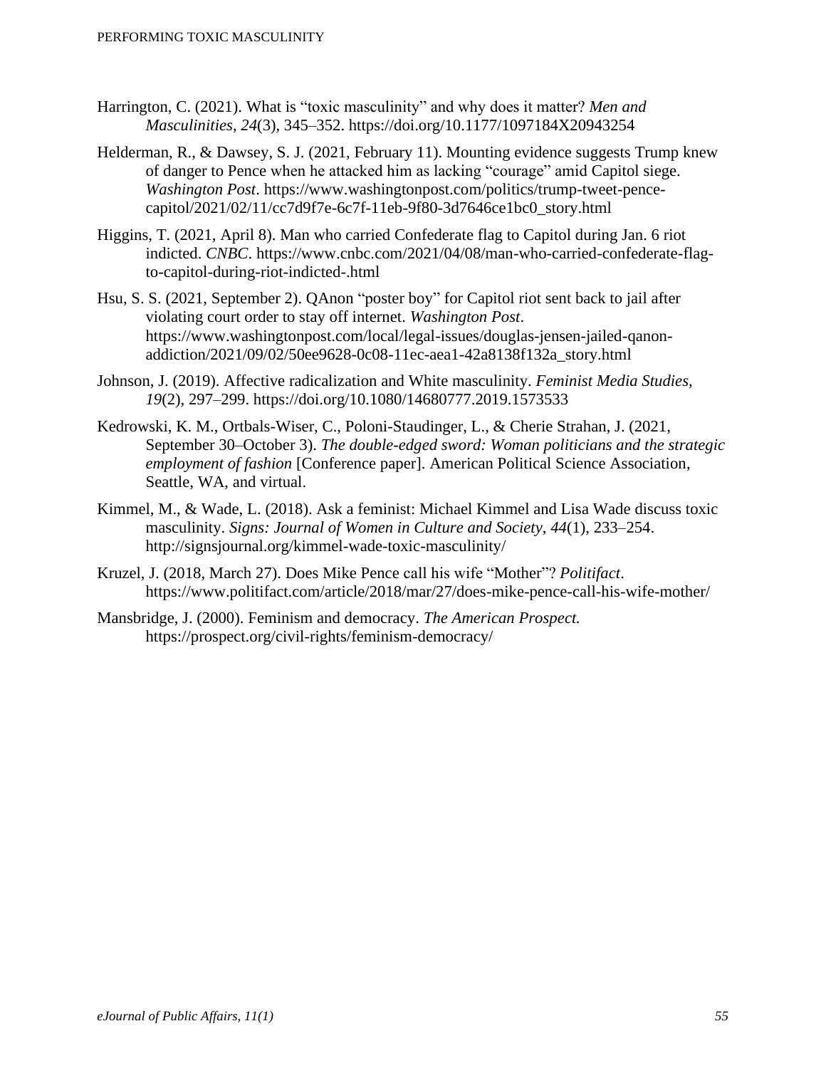Harrington, C. (2021). What is “toxic masculinity” and why does it matter? *Men and Masculinities*, *24*(3), 345–352. https://doi.org/10.1177/1097184X20943254

Helderman, R., & Dawsey, S. J. (2021, February 11). Mounting evidence suggests Trump knew of danger to Pence when he attacked him as lacking “courage” amid Capitol siege. *Washington Post*. https://www.washingtonpost.com/politics/trump-tweet-pence-capitol/2021/02/11/cc7d9f7e-6c7f-11eb-9f80-3d7646ce1bc0_story.html

Higgins, T. (2021, April 8). Man who carried Confederate flag to Capitol during Jan. 6 riot indicted. *CNBC*. https://www.cnbc.com/2021/04/08/man-who-carried-confederate-flag-to-capitol-during-riot-indicted-.html

Hsu, S. S. (2021, September 2). QAnon “poster boy” for Capitol riot sent back to jail after violating court order to stay off internet. *Washington Post*. https://www.washingtonpost.com/local/legal-issues/douglas-jensen-jailed-qanon-addiction/2021/09/02/50ee9628-0c08-11ec-aea1-42a8138f132a_story.html

Johnson, J. (2019). Affective radicalization and White masculinity. *Feminist Media Studies*, *19*(2), 297–299. https://doi.org/10.1080/14680777.2019.1573533

Kedrowski, K. M., Ortbals-Wiser, C., Poloni-Staudinger, L., & Cherie Strahan, J. (2021, September 30–October 3). *The double-edged sword: Woman politicians and the strategic employment of fashion* [Conference paper]. American Political Science Association, Seattle, WA, and virtual.

Kimmel, M., & Wade, L. (2018). Ask a feminist: Michael Kimmel and Lisa Wade discuss toxic masculinity. *Signs: Journal of Women in Culture and Society*, *44*(1), 233–254. http://signsjournal.org/kimmel-wade-toxic-masculinity/

Kruzel, J. (2018, March 27). Does Mike Pence call his wife “Mother”? *Politifact*. https://www.politifact.com/article/2018/mar/27/does-mike-pence-call-his-wife-mother/

Mansbridge, J. (2000). Feminism and democracy. *The American Prospect.* https://prospect.org/civil-rights/feminism-democracy/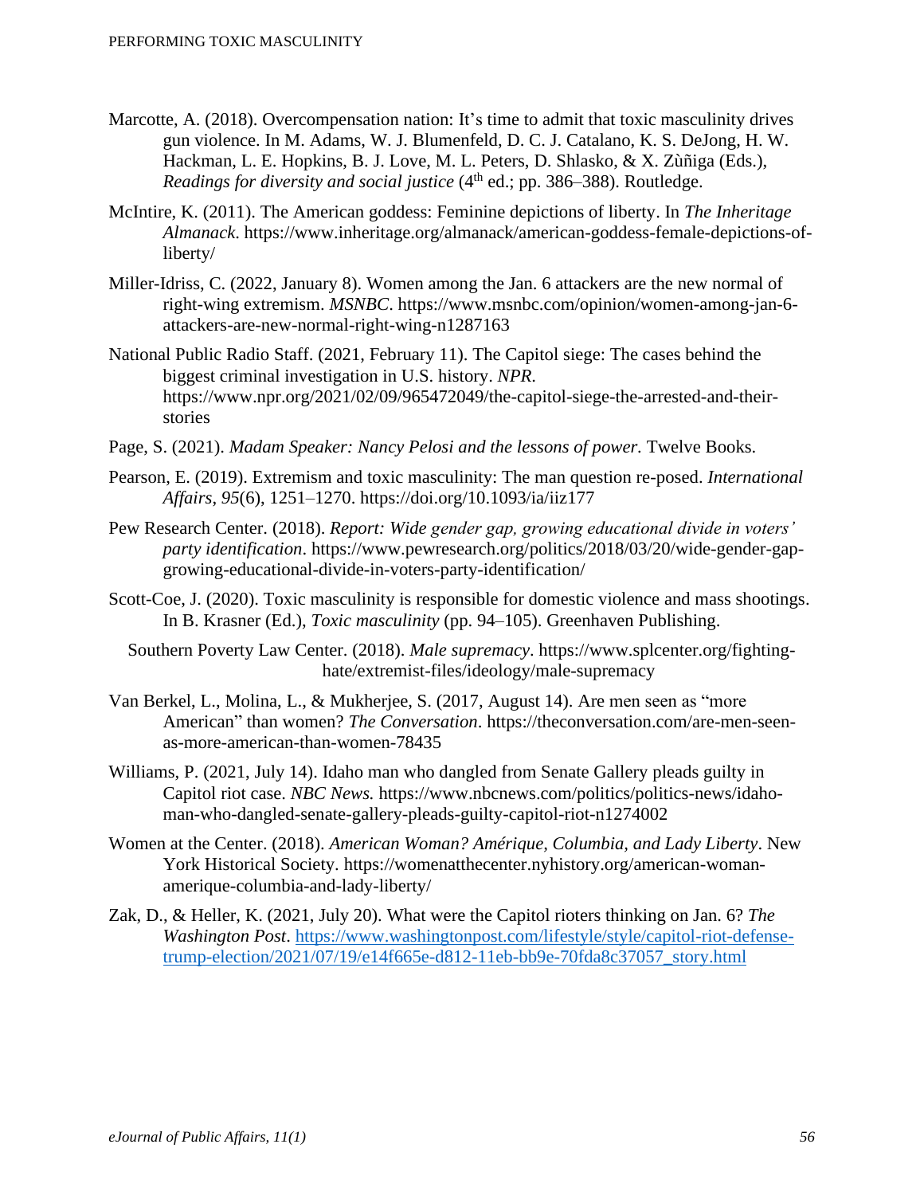Marcotte, A. (2018). Overcompensation nation: It's time to admit that toxic masculinity drives gun violence. In M. Adams, W. J. Blumenfeld, D. C. J. Catalano, K. S. DeJong, H. W. Hackman, L. E. Hopkins, B. J. Love, M. L. Peters, D. Shlasko, & X. Zùñiga (Eds.), *Readings for diversity and social justice* (4th ed.; pp. 386–388). Routledge.

McIntire, K. (2011). The American goddess: Feminine depictions of liberty. In *The Inheritage Almanack*. https://www.inheritage.org/almanack/american-goddess-female-depictions-of-liberty/

Miller-Idriss, C. (2022, January 8). Women among the Jan. 6 attackers are the new normal of right-wing extremism. *MSNBC*. https://www.msnbc.com/opinion/women-among-jan-6-attackers-are-new-normal-right-wing-n1287163

National Public Radio Staff. (2021, February 11). The Capitol siege: The cases behind the biggest criminal investigation in U.S. history. *NPR*. https://www.npr.org/2021/02/09/965472049/the-capitol-siege-the-arrested-and-their-stories

Page, S. (2021). *Madam Speaker: Nancy Pelosi and the lessons of power.* Twelve Books.

Pearson, E. (2019). Extremism and toxic masculinity: The man question re-posed. *International Affairs*, *95*(6), 1251–1270. https://doi.org/10.1093/ia/iiz177

Pew Research Center. (2018). *Report: Wide gender gap, growing educational divide in voters' party identification*. https://www.pewresearch.org/politics/2018/03/20/wide-gender-gap-growing-educational-divide-in-voters-party-identification/

Scott-Coe, J. (2020). Toxic masculinity is responsible for domestic violence and mass shootings. In B. Krasner (Ed.), *Toxic masculinity* (pp. 94–105). Greenhaven Publishing.

Southern Poverty Law Center. (2018). *Male supremacy*. https://www.splcenter.org/fighting-hate/extremist-files/ideology/male-supremacy

Van Berkel, L., Molina, L., & Mukherjee, S. (2017, August 14). Are men seen as "more American" than women? *The Conversation*. https://theconversation.com/are-men-seen-as-more-american-than-women-78435

Williams, P. (2021, July 14). Idaho man who dangled from Senate Gallery pleads guilty in Capitol riot case. *NBC News.* https://www.nbcnews.com/politics/politics-news/idaho-man-who-dangled-senate-gallery-pleads-guilty-capitol-riot-n1274002

Women at the Center. (2018). *American Woman? Amérique, Columbia, and Lady Liberty*. New York Historical Society. https://womenatthecenter.nyhistory.org/american-woman-amerique-columbia-and-lady-liberty/

Zak, D., & Heller, K. (2021, July 20). What were the Capitol rioters thinking on Jan. 6? *The Washington Post*. https://www.washingtonpost.com/lifestyle/style/capitol-riot-defense-trump-election/2021/07/19/e14f665e-d812-11eb-bb9e-70fda8c37057_story.html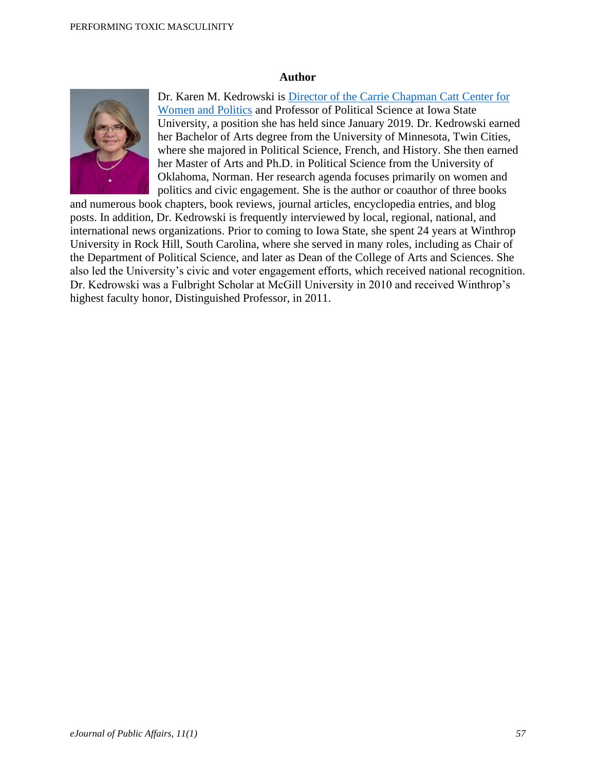## Author

Dr. Karen M. Kedrowski is Director of the Carrie Chapman Catt Center for Women and Politics and Professor of Political Science at Iowa State University, a position she has held since January 2019. Dr. Kedrowski earned her Bachelor of Arts degree from the University of Minnesota, Twin Cities, where she majored in Political Science, French, and History. She then earned her Master of Arts and Ph.D. in Political Science from the University of Oklahoma, Norman. Her research agenda focuses primarily on women and politics and civic engagement. She is the author or coauthor of three books and numerous book chapters, book reviews, journal articles, encyclopedia entries, and blog posts. In addition, Dr. Kedrowski is frequently interviewed by local, regional, national, and international news organizations. Prior to coming to Iowa State, she spent 24 years at Winthrop University in Rock Hill, South Carolina, where she served in many roles, including as Chair of the Department of Political Science, and later as Dean of the College of Arts and Sciences. She also led the University's civic and voter engagement efforts, which received national recognition. Dr. Kedrowski was a Fulbright Scholar at McGill University in 2010 and received Winthrop's highest faculty honor, Distinguished Professor, in 2011.